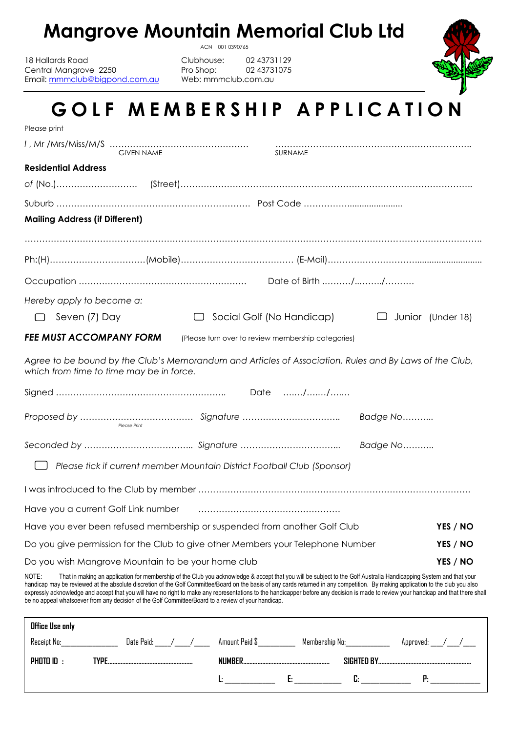# Mangrove Mountain Memorial Club Ltd

ACN 001 0390765

18 Hallards Road
Central Mangrove 2250
Email: mmmclub@bigpond.com.au

Clubhouse: 02 43731129
Pro Shop: 02 43731075
Web: mmmclub.com.au

# GOLF MEMBERSHIP APPLICATION

Please print

*I* , Mr /Mrs/Miss/M/S ………………………………………… ……………………………………………………………
GIVEN NAME SURNAME

**Residential Address**

of (No.)……………………… (Street)……………………………………………………………………………………

Suburb ………………………………………………………… Post Code ……………......................

**Mailing Address (if Different)**

……………………………………………………………………………………………………………………………………

Ph:(H)……………………………(Mobile)………………………………… (E-Mail)…………………………........................

Occupation ……………………………………………… Date of Birth ………/………/………

*Hereby apply to become a:*

☐ Seven (7) Day ☐ Social Golf (No Handicap) ☐ Junior (Under 18)

***FEE MUST ACCOMPANY FORM*** (Please turn over to review membership categories)

*Agree to be bound by the Club's Memorandum and Articles of Association, Rules and By Laws of the Club, which from time to time may be in force.*

Signed ……………………………………………….. Date ……/……/……

*Proposed by* ………………………………… *Signature* ……………………………. *Badge No*………..
Please Print

*Seconded by* ……………………………….. *Signature* ……………………………... *Badge No*………..

☐ *Please tick if current member Mountain District Football Club (Sponsor)*

I was introduced to the Club by member ………………………………………………………………………………

Have you a current Golf Link number …………………………………………

Have you ever been refused membership or suspended from another Golf Club **YES / NO**

Do you give permission for the Club to give other Members your Telephone Number **YES / NO**

Do you wish Mangrove Mountain to be your home club **YES / NO**

NOTE: That in making an application for membership of the Club you acknowledge & accept that you will be subject to the Golf Australia Handicapping System and that your handicap may be reviewed at the absolute discretion of the Golf Committee/Board on the basis of any cards returned in any competition. By making application to the club you also expressly acknowledge and accept that you will have no right to make any representations to the handicapper before any decision is made to review your handicap and that there shall be no appeal whatsoever from any decision of the Golf Committee/Board to a review of your handicap.

**Office Use only**

Receipt No:______________ Date Paid: ___/___/___ Amount Paid $_________ Membership No:___________ Approved: ___/___/___

**PHOTO ID :** **TYPE**……………………………… **NUMBER**……………………………… **SIGHTED BY**………………………………

**L:** ___________ **E:** ___________ **C:** ___________ **P:** ___________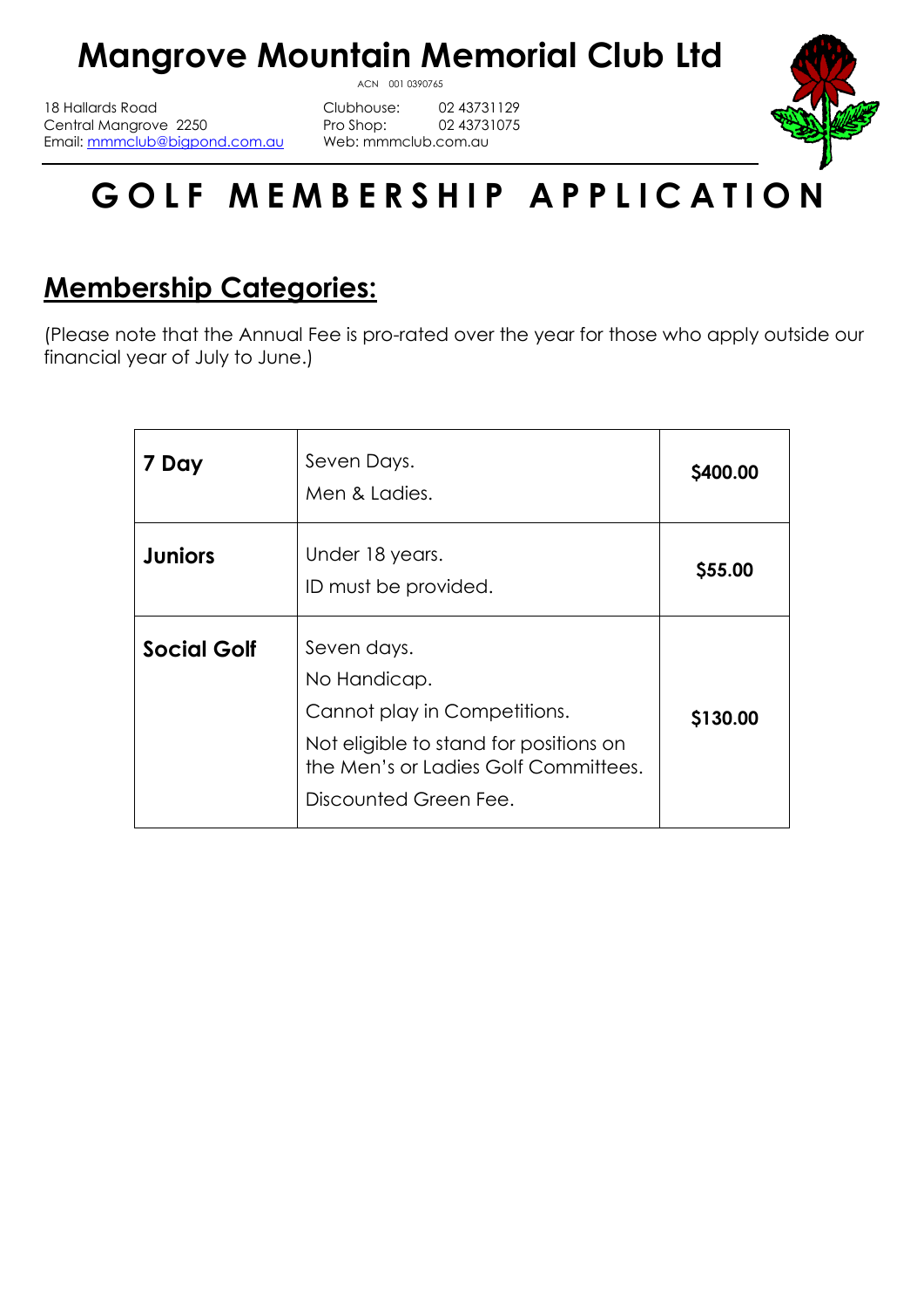# Mangrove Mountain Memorial Club Ltd

ACN 001 0390765

18 Hallards Road
Central Mangrove 2250
Email: mmmclub@bigpond.com.au

Clubhouse: 02 43731129
Pro Shop: 02 43731075
Web: mmmclub.com.au

# GOLF MEMBERSHIP APPLICATION

## Membership Categories:

(Please note that the Annual Fee is pro-rated over the year for those who apply outside our financial year of July to June.)

| | | |
|---|---|---|
| **7 Day** | Seven Days.<br>Men & Ladies. | **$400.00** |
| **Juniors** | Under 18 years.<br>ID must be provided. | **$55.00** |
| **Social Golf** | Seven days.<br>No Handicap.<br>Cannot play in Competitions.<br>Not eligible to stand for positions on the Men's or Ladies Golf Committees.<br>Discounted Green Fee. | **$130.00** |